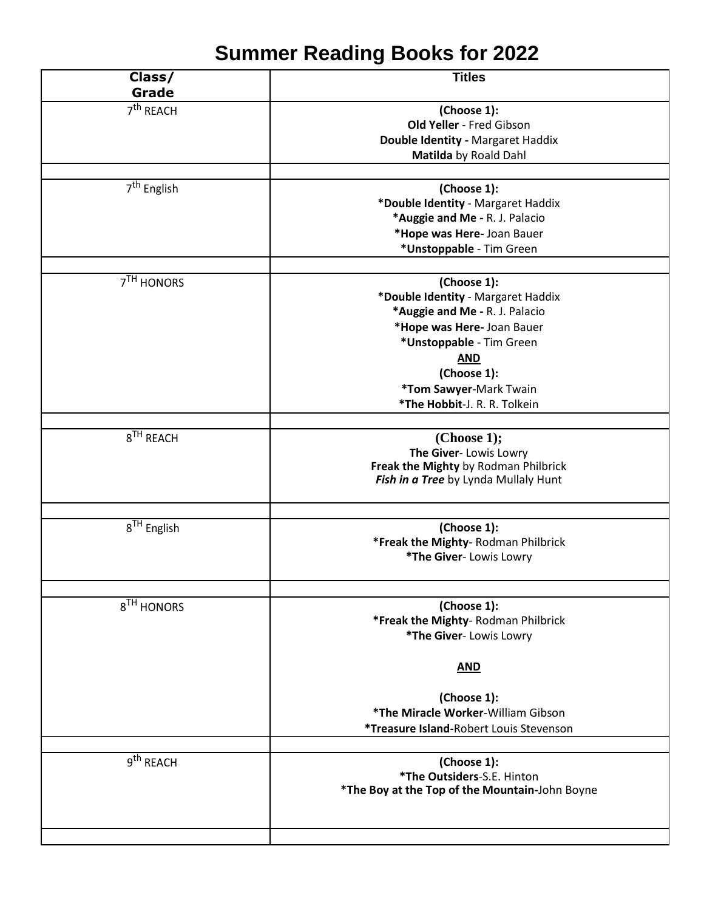# Summer Reading Books for 2022

| Class/ Grade | Titles |
| --- | --- |
| 7th REACH | **(Choose 1):**<br>**Old Yeller** - Fred Gibson<br>**Double Identity -** Margaret Haddix<br>**Matilda** by Roald Dahl |
| | |
| 7th English | **(Choose 1):**<br>***Double Identity** - Margaret Haddix<br>***Auggie and Me -** R. J. Palacio<br>***Hope was Here-** Joan Bauer<br>***Unstoppable** - Tim Green |
| | |
| 7TH HONORS | **(Choose 1):**<br>***Double Identity** - Margaret Haddix<br>***Auggie and Me -** R. J. Palacio<br>***Hope was Here-** Joan Bauer<br>***Unstoppable** - Tim Green<br>**AND**<br>**(Choose 1):**<br>***Tom Sawyer**-Mark Twain<br>***The Hobbit**-J. R. R. Tolkein |
| | |
| 8TH REACH | **(Choose 1);**<br>**The Giver**- Lowis Lowry<br>**Freak the Mighty** by Rodman Philbrick<br>***Fish in a Tree*** by Lynda Mullaly Hunt |
| | |
| 8TH English | **(Choose 1):**<br>***Freak the Mighty**- Rodman Philbrick<br>***The Giver**- Lowis Lowry |
| | |
| 8TH HONORS | **(Choose 1):**<br>***Freak the Mighty**- Rodman Philbrick<br>***The Giver**- Lowis Lowry<br>**AND**<br>**(Choose 1):**<br>***The Miracle Worker**-William Gibson<br>***Treasure Island-**Robert Louis Stevenson |
| | |
| 9th REACH | **(Choose 1):**<br>***The Outsiders**-S.E. Hinton<br>***The Boy at the Top of the Mountain-**John Boyne |
| | |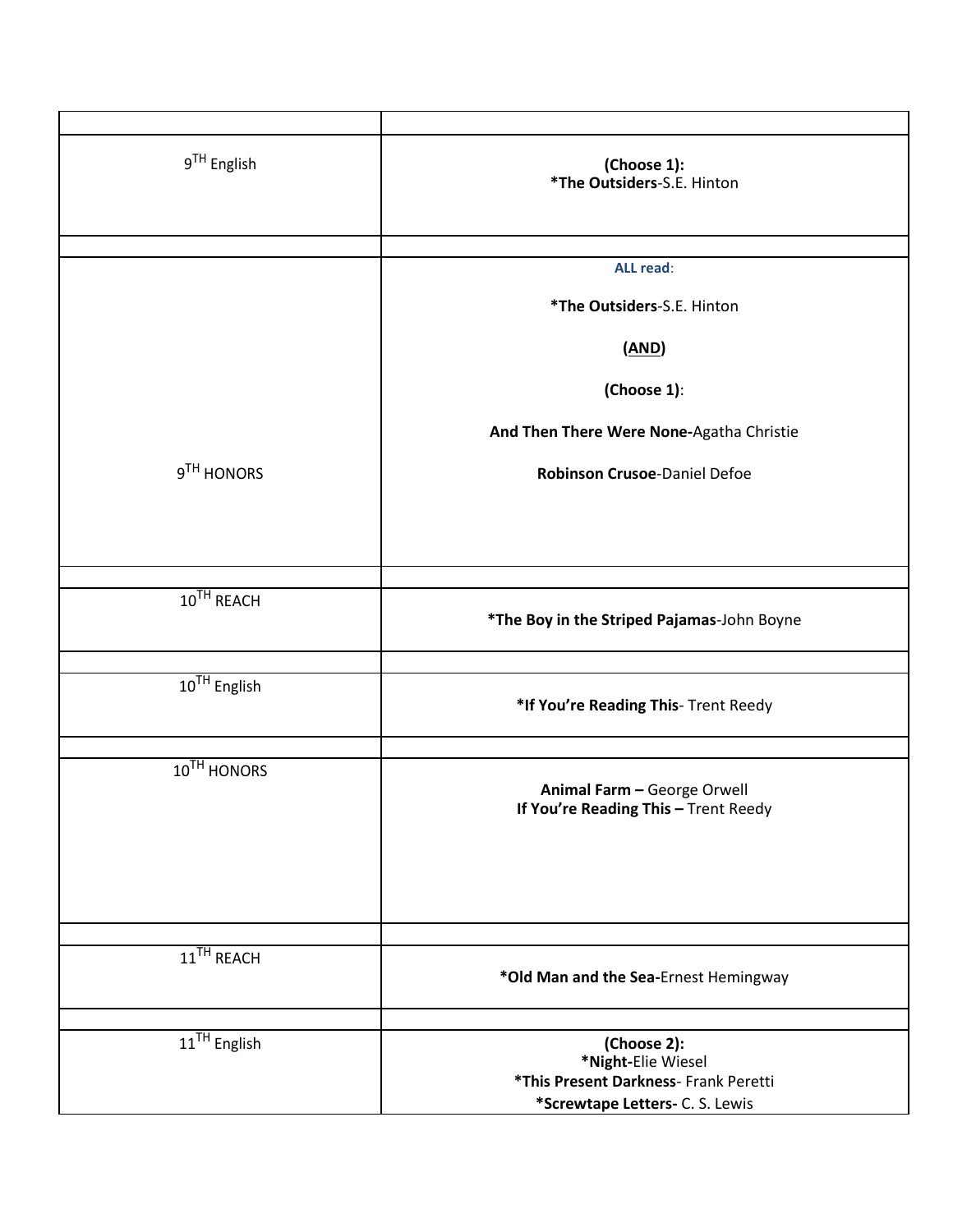| | |
|---|---|
| $9^{TH}$ English | **(Choose 1):**<br>***The Outsiders**-S.E. Hinton |
| | |
| $9^{TH}$ HONORS | **ALL read**:<br>***The Outsiders**-S.E. Hinton<br>**(AND)**<br>**(Choose 1)**:<br>**And Then There Were None-**Agatha Christie<br>**Robinson Crusoe**-Daniel Defoe |
| | |
| $10^{TH}$ REACH | ***The Boy in the Striped Pajamas**-John Boyne |
| | |
| $10^{TH}$ English | ***If You're Reading This**- Trent Reedy |
| | |
| $10^{TH}$ HONORS | **Animal Farm –** George Orwell<br>**If You're Reading This –** Trent Reedy |
| | |
| $11^{TH}$ REACH | ***Old Man and the Sea-**Ernest Hemingway |
| | |
| $11^{TH}$ English | **(Choose 2):**<br>***Night-**Elie Wiesel<br>***This Present Darkness**- Frank Peretti<br>***Screwtape Letters-** C. S. Lewis |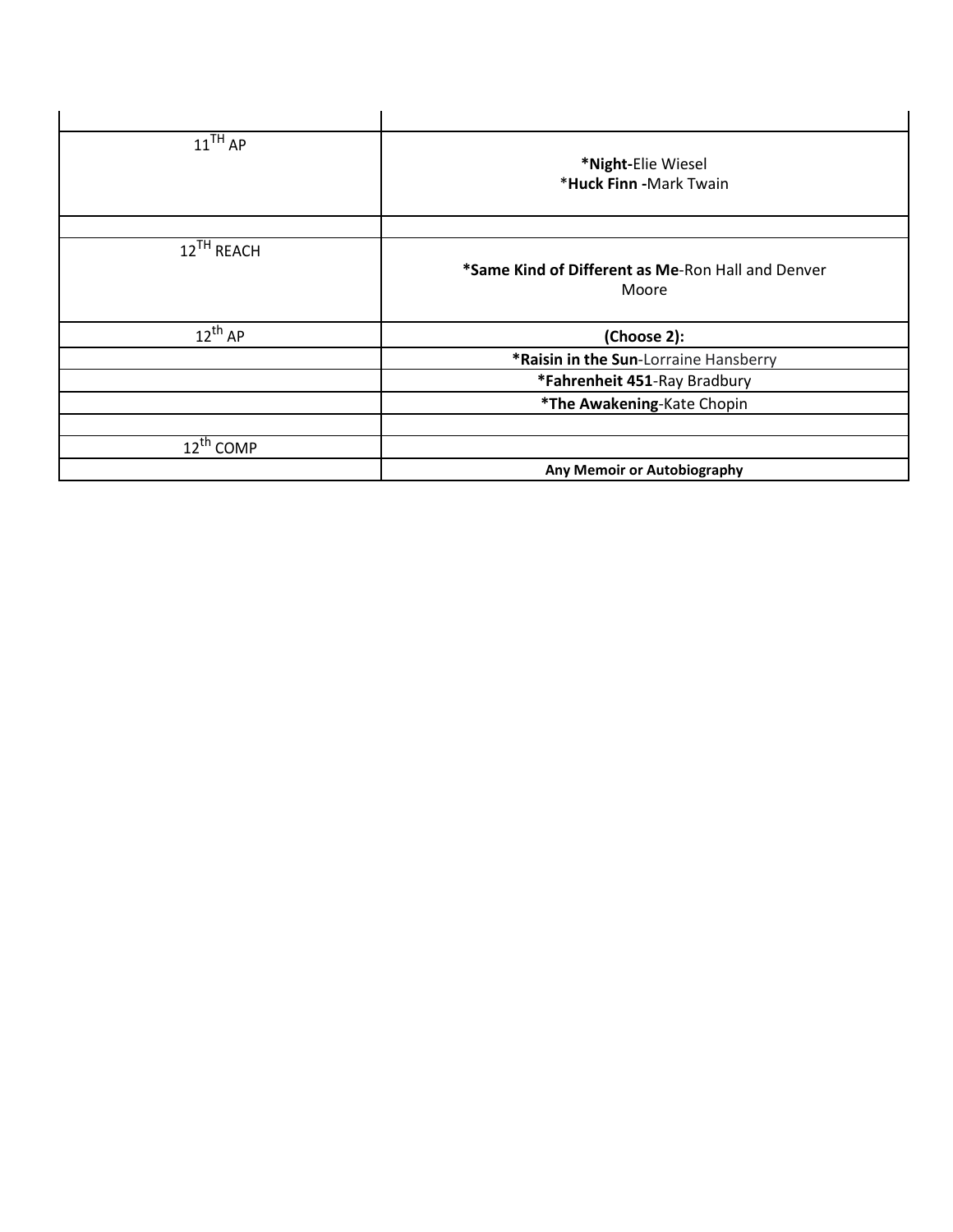| | |
|---|---|
| | |
| 11TH AP | ***Night**-Elie Wiesel<br>***Huck Finn** -Mark Twain |
| | |
| 12TH REACH | ***Same Kind of Different as Me**-Ron Hall and Denver Moore |
| 12th AP | **(Choose 2):** |
| | ***Raisin in the Sun**-Lorraine Hansberry |
| | ***Fahrenheit 451**-Ray Bradbury |
| | ***The Awakening**-Kate Chopin |
| | |
| 12th COMP | |
| | **Any Memoir or Autobiography** |